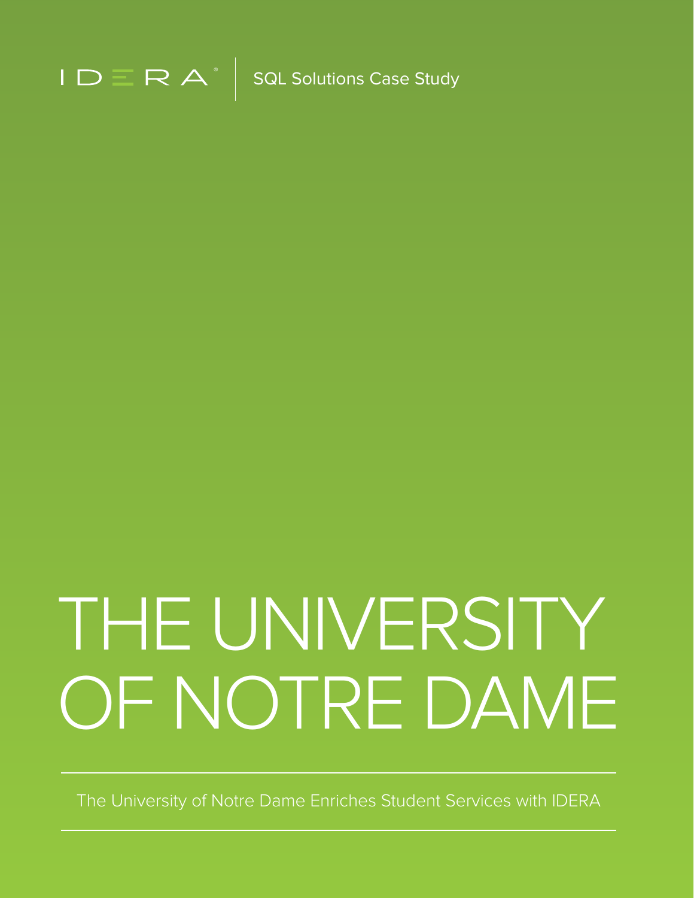IDERA | SQL Solutions Case Study

# THE UNIVERSITY OF NOTRE DAME

The University of Notre Dame Enriches Student Services with IDERA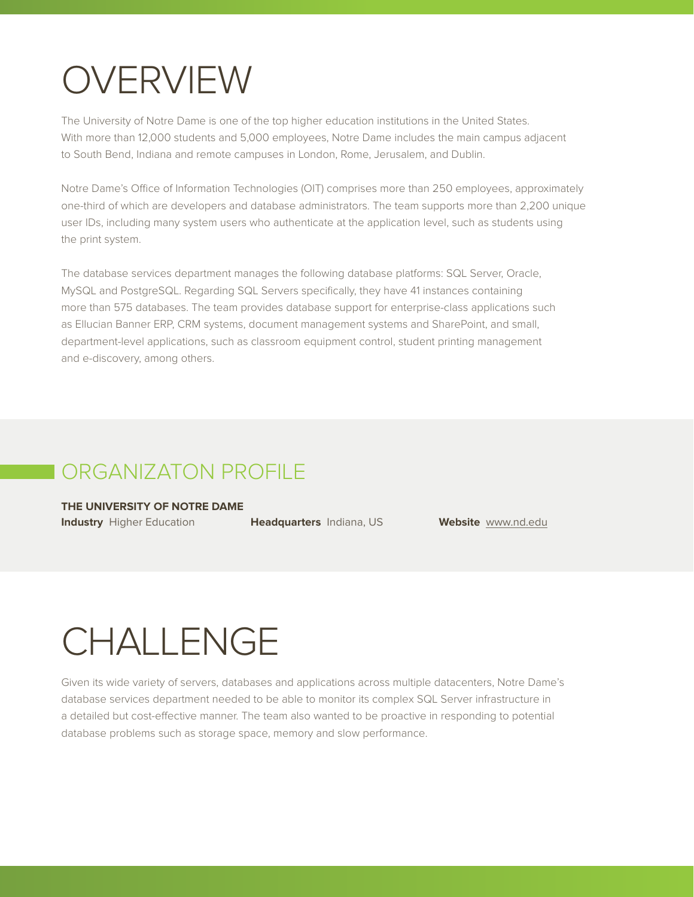# OVERVIEW

The University of Notre Dame is one of the top higher education institutions in the United States. With more than 12,000 students and 5,000 employees, Notre Dame includes the main campus adjacent to South Bend, Indiana and remote campuses in London, Rome, Jerusalem, and Dublin.

Notre Dame's Office of Information Technologies (OIT) comprises more than 250 employees, approximately one-third of which are developers and database administrators. The team supports more than 2,200 unique user IDs, including many system users who authenticate at the application level, such as students using the print system.

The database services department manages the following database platforms: SQL Server, Oracle, MySQL and PostgreSQL. Regarding SQL Servers specifically, they have 41 instances containing more than 575 databases. The team provides database support for enterprise-class applications such as Ellucian Banner ERP, CRM systems, document management systems and SharePoint, and small, department-level applications, such as classroom equipment control, student printing management and e-discovery, among others.

## ORGANIZATON PROFILE

**THE UNIVERSITY OF NOTRE DAME**

**Industry** Higher Education **Headquarters** Indiana, US **Website** www.nd.edu

# CHALLENGE

Given its wide variety of servers, databases and applications across multiple datacenters, Notre Dame's database services department needed to be able to monitor its complex SQL Server infrastructure in a detailed but cost-effective manner. The team also wanted to be proactive in responding to potential database problems such as storage space, memory and slow performance.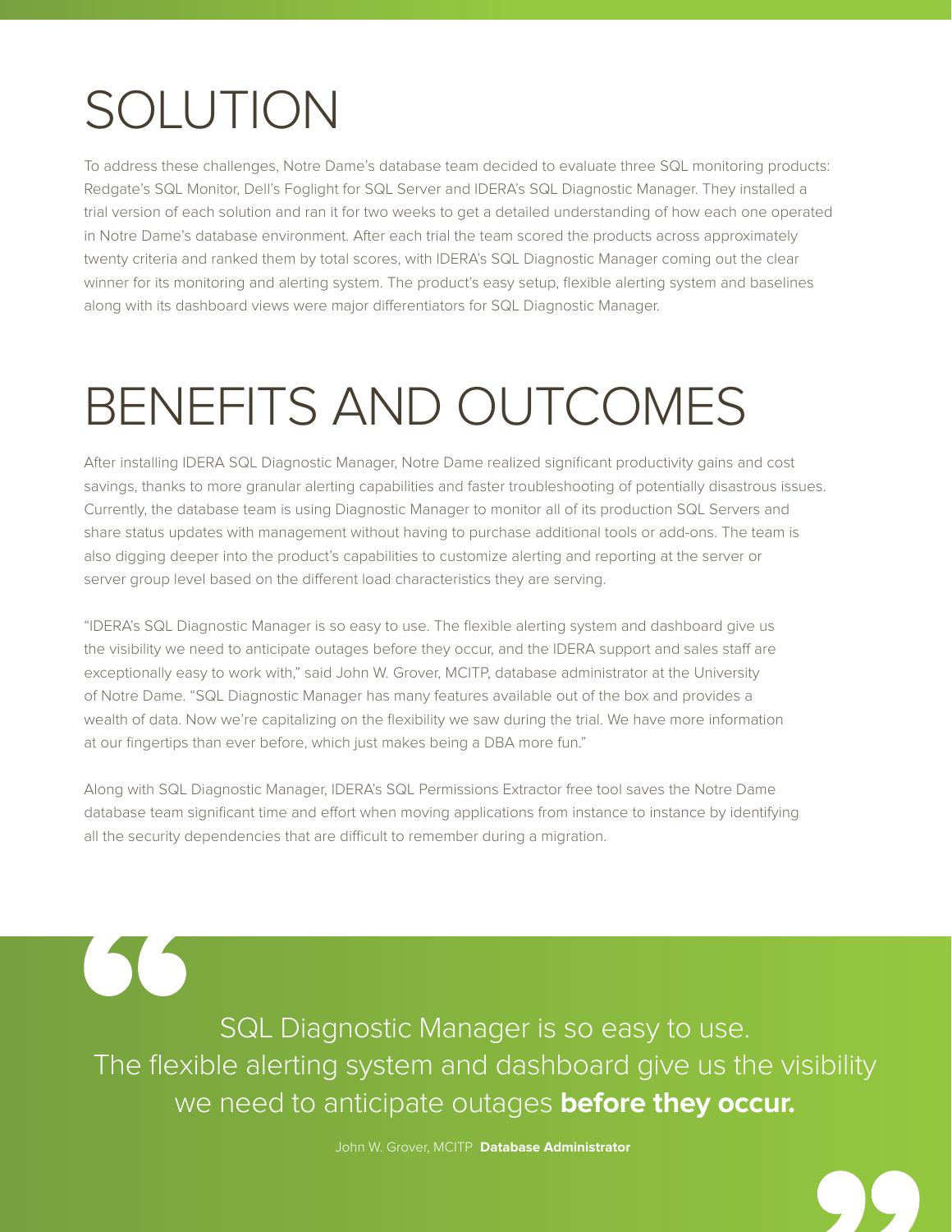# SOLUTION

To address these challenges, Notre Dame's database team decided to evaluate three SQL monitoring products: Redgate's SQL Monitor, Dell's Foglight for SQL Server and IDERA's SQL Diagnostic Manager. They installed a trial version of each solution and ran it for two weeks to get a detailed understanding of how each one operated in Notre Dame's database environment. After each trial the team scored the products across approximately twenty criteria and ranked them by total scores, with IDERA's SQL Diagnostic Manager coming out the clear winner for its monitoring and alerting system. The product's easy setup, flexible alerting system and baselines along with its dashboard views were major differentiators for SQL Diagnostic Manager.

# BENEFITS AND OUTCOMES

After installing IDERA SQL Diagnostic Manager, Notre Dame realized significant productivity gains and cost savings, thanks to more granular alerting capabilities and faster troubleshooting of potentially disastrous issues. Currently, the database team is using Diagnostic Manager to monitor all of its production SQL Servers and share status updates with management without having to purchase additional tools or add-ons. The team is also digging deeper into the product's capabilities to customize alerting and reporting at the server or server group level based on the different load characteristics they are serving.

"IDERA's SQL Diagnostic Manager is so easy to use. The flexible alerting system and dashboard give us the visibility we need to anticipate outages before they occur, and the IDERA support and sales staff are exceptionally easy to work with," said John W. Grover, MCITP, database administrator at the University of Notre Dame. "SQL Diagnostic Manager has many features available out of the box and provides a wealth of data. Now we're capitalizing on the flexibility we saw during the trial. We have more information at our fingertips than ever before, which just makes being a DBA more fun."

Along with SQL Diagnostic Manager, IDERA's SQL Permissions Extractor free tool saves the Notre Dame database team significant time and effort when moving applications from instance to instance by identifying all the security dependencies that are difficult to remember during a migration.

> SQL Diagnostic Manager is so easy to use. The flexible alerting system and dashboard give us the visibility we need to anticipate outages **before they occur.**
>
> John W. Grover, MCITP **Database Administrator**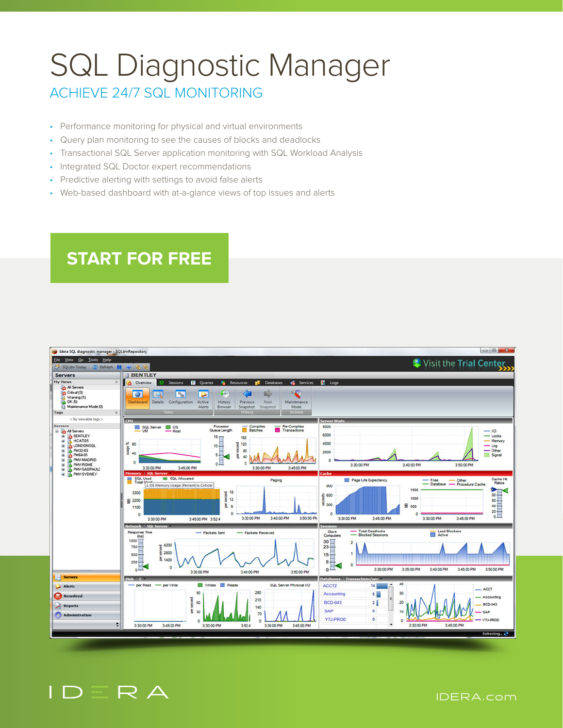# SQL Diagnostic Manager

## ACHIEVE 24/7 SQL MONITORING

- Performance monitoring for physical and virtual environments
- Query plan monitoring to see the causes of blocks and deadlocks
- Transactional SQL Server application monitoring with SQL Workload Analysis
- Integrated SQL Doctor expert recommendations
- Predictive alerting with settings to avoid false alerts
- Web-based dashboard with at-a-glance views of top issues and alerts

**START FOR FREE**

IDERA

IDERA.com